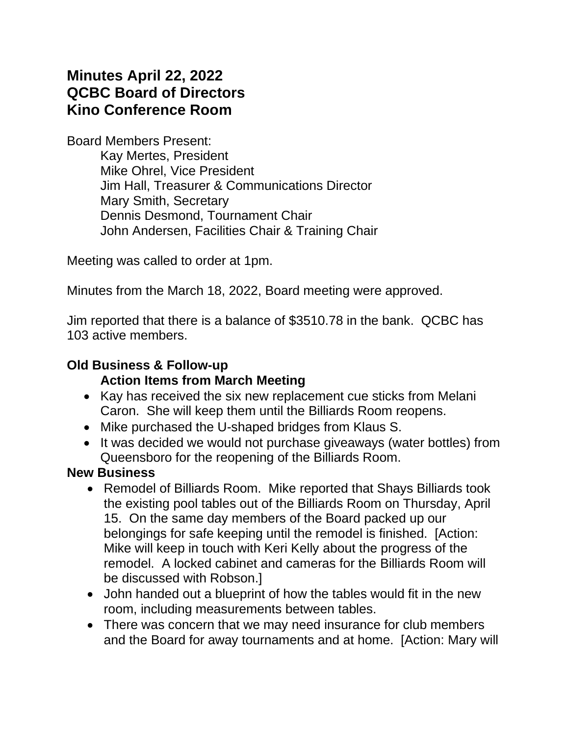# Minutes April 22, 2022
# QCBC Board of Directors
# Kino Conference Room

Board Members Present:

Kay Mertes, President
Mike Ohrel, Vice President
Jim Hall, Treasurer & Communications Director
Mary Smith, Secretary
Dennis Desmond, Tournament Chair
John Andersen, Facilities Chair & Training Chair

Meeting was called to order at 1pm.

Minutes from the March 18, 2022, Board meeting were approved.

Jim reported that there is a balance of $3510.78 in the bank. QCBC has 103 active members.

**Old Business & Follow-up**

**Action Items from March Meeting**

- Kay has received the six new replacement cue sticks from Melani Caron. She will keep them until the Billiards Room reopens.
- Mike purchased the U-shaped bridges from Klaus S.
- It was decided we would not purchase giveaways (water bottles) from Queensboro for the reopening of the Billiards Room.

**New Business**

- Remodel of Billiards Room. Mike reported that Shays Billiards took the existing pool tables out of the Billiards Room on Thursday, April 15. On the same day members of the Board packed up our belongings for safe keeping until the remodel is finished. [Action: Mike will keep in touch with Keri Kelly about the progress of the remodel. A locked cabinet and cameras for the Billiards Room will be discussed with Robson.]
- John handed out a blueprint of how the tables would fit in the new room, including measurements between tables.
- There was concern that we may need insurance for club members and the Board for away tournaments and at home. [Action: Mary will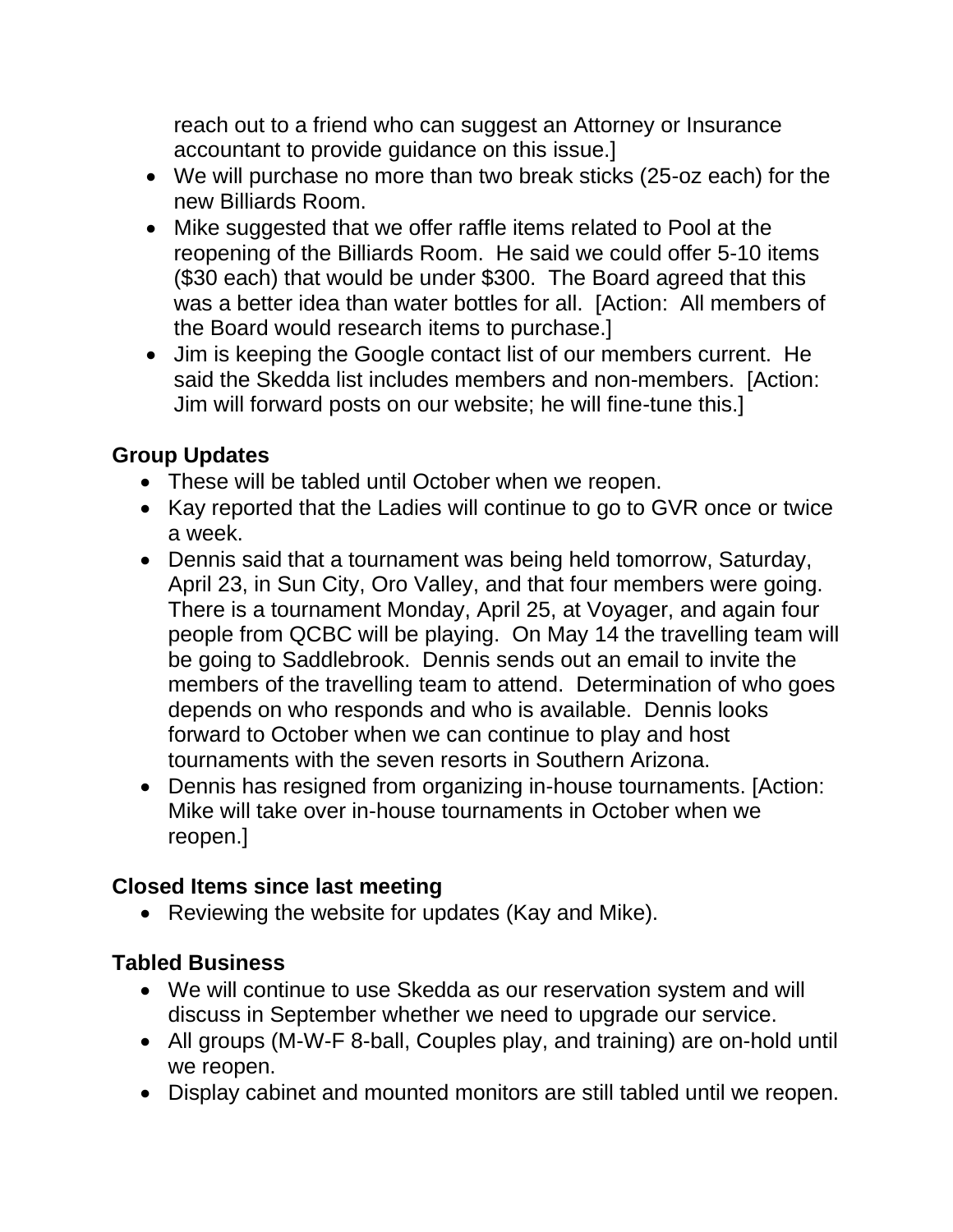reach out to a friend who can suggest an Attorney or Insurance accountant to provide guidance on this issue.]

- We will purchase no more than two break sticks (25-oz each) for the new Billiards Room.
- Mike suggested that we offer raffle items related to Pool at the reopening of the Billiards Room. He said we could offer 5-10 items ($30 each) that would be under $300. The Board agreed that this was a better idea than water bottles for all. [Action: All members of the Board would research items to purchase.]
- Jim is keeping the Google contact list of our members current. He said the Skedda list includes members and non-members. [Action: Jim will forward posts on our website; he will fine-tune this.]

**Group Updates**

- These will be tabled until October when we reopen.
- Kay reported that the Ladies will continue to go to GVR once or twice a week.
- Dennis said that a tournament was being held tomorrow, Saturday, April 23, in Sun City, Oro Valley, and that four members were going. There is a tournament Monday, April 25, at Voyager, and again four people from QCBC will be playing. On May 14 the travelling team will be going to Saddlebrook. Dennis sends out an email to invite the members of the travelling team to attend. Determination of who goes depends on who responds and who is available. Dennis looks forward to October when we can continue to play and host tournaments with the seven resorts in Southern Arizona.
- Dennis has resigned from organizing in-house tournaments. [Action: Mike will take over in-house tournaments in October when we reopen.]

**Closed Items since last meeting**

- Reviewing the website for updates (Kay and Mike).

**Tabled Business**

- We will continue to use Skedda as our reservation system and will discuss in September whether we need to upgrade our service.
- All groups (M-W-F 8-ball, Couples play, and training) are on-hold until we reopen.
- Display cabinet and mounted monitors are still tabled until we reopen.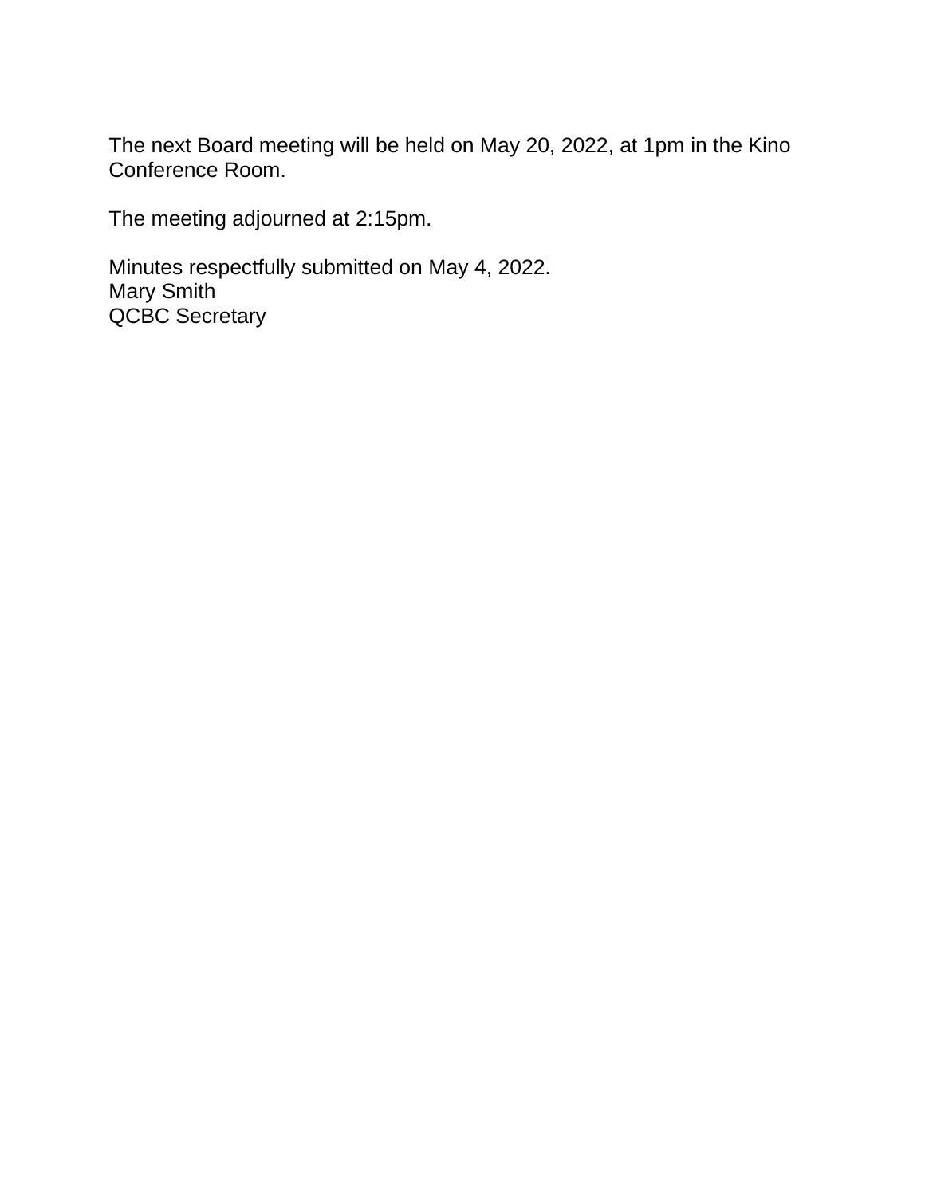The next Board meeting will be held on May 20, 2022, at 1pm in the Kino Conference Room.

The meeting adjourned at 2:15pm.

Minutes respectfully submitted on May 4, 2022.
Mary Smith
QCBC Secretary